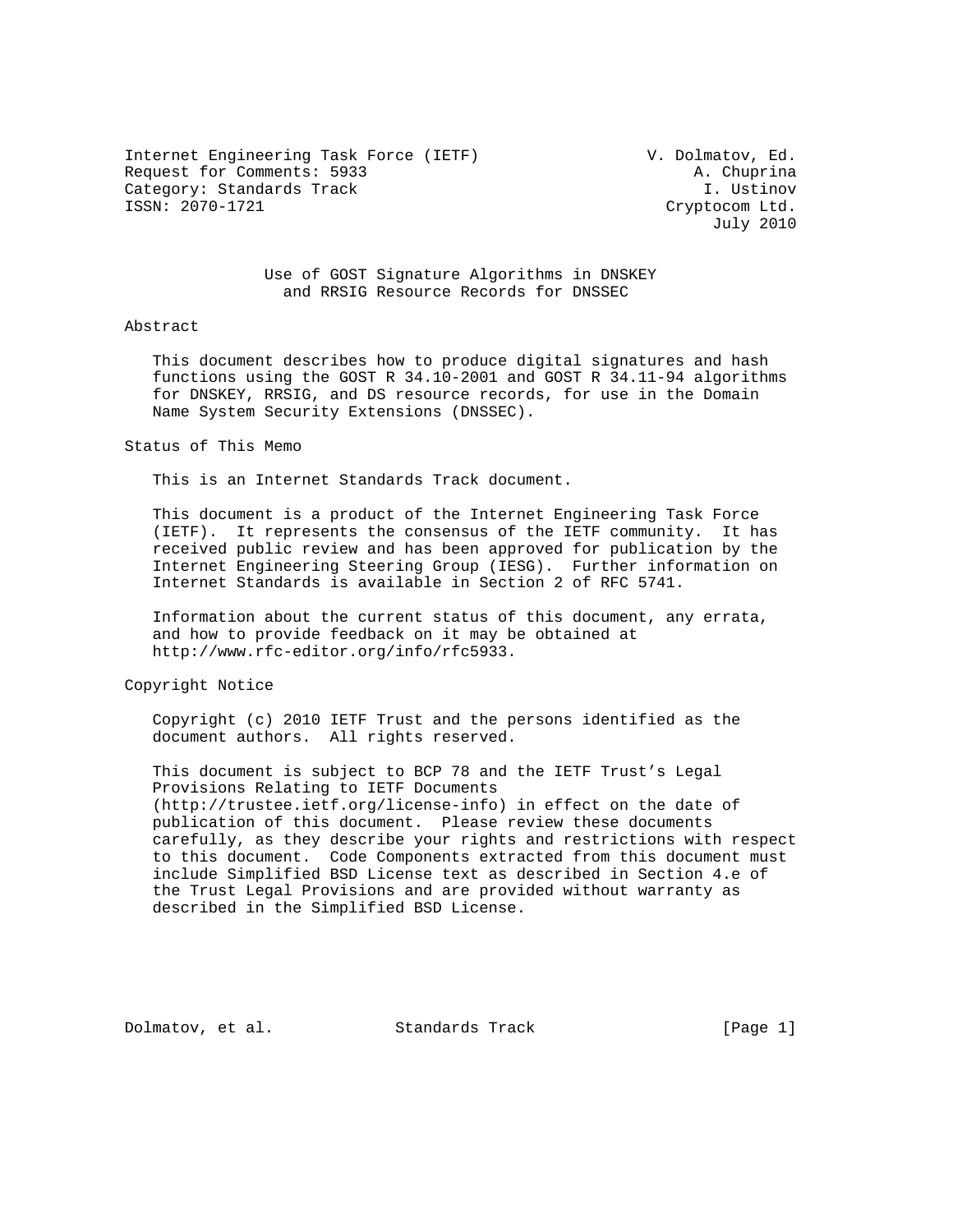Internet Engineering Task Force (IETF) V. Dolmatov, Ed.
Request for Comments: 5933 A. Chuprina
Category: Standards Track I. Ustinov
ISSN: 2070-1721 Cryptocom Ltd.
July 2010

# Use of GOST Signature Algorithms in DNSKEY and RRSIG Resource Records for DNSSEC

## Abstract

This document describes how to produce digital signatures and hash functions using the GOST R 34.10-2001 and GOST R 34.11-94 algorithms for DNSKEY, RRSIG, and DS resource records, for use in the Domain Name System Security Extensions (DNSSEC).

## Status of This Memo

This is an Internet Standards Track document.

This document is a product of the Internet Engineering Task Force (IETF). It represents the consensus of the IETF community. It has received public review and has been approved for publication by the Internet Engineering Steering Group (IESG). Further information on Internet Standards is available in Section 2 of RFC 5741.

Information about the current status of this document, any errata, and how to provide feedback on it may be obtained at http://www.rfc-editor.org/info/rfc5933.

## Copyright Notice

Copyright (c) 2010 IETF Trust and the persons identified as the document authors. All rights reserved.

This document is subject to BCP 78 and the IETF Trust's Legal Provisions Relating to IETF Documents (http://trustee.ietf.org/license-info) in effect on the date of publication of this document. Please review these documents carefully, as they describe your rights and restrictions with respect to this document. Code Components extracted from this document must include Simplified BSD License text as described in Section 4.e of the Trust Legal Provisions and are provided without warranty as described in the Simplified BSD License.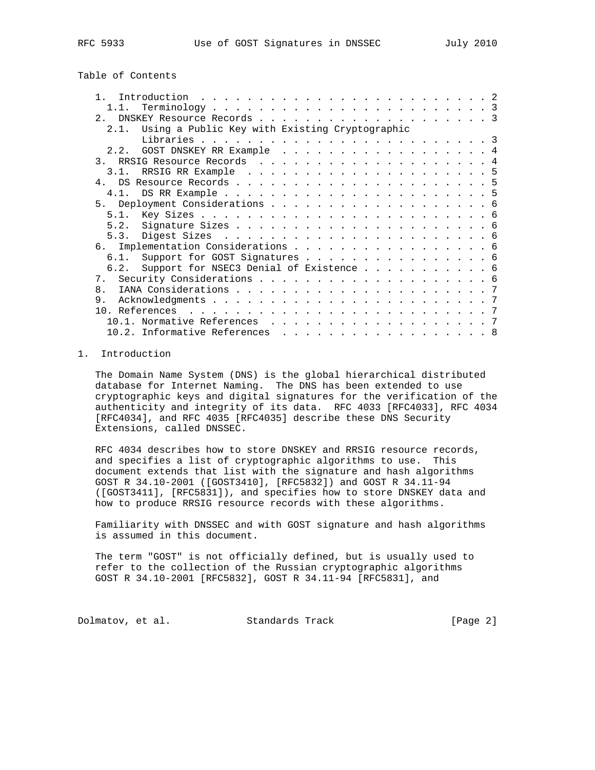## Table of Contents

```
   1.  Introduction . . . . . . . . . . . . . . . . . . . . . . . . . 2
     1.1.  Terminology . . . . . . . . . . . . . . . . . . . . . . . . 3
   2.  DNSKEY Resource Records . . . . . . . . . . . . . . . . . . . . 3
     2.1.  Using a Public Key with Existing Cryptographic
           Libraries . . . . . . . . . . . . . . . . . . . . . . . . . 3
     2.2.  GOST DNSKEY RR Example  . . . . . . . . . . . . . . . . . . 4
   3.  RRSIG Resource Records  . . . . . . . . . . . . . . . . . . . . 4
     3.1.  RRSIG RR Example  . . . . . . . . . . . . . . . . . . . . . 5
   4.  DS Resource Records . . . . . . . . . . . . . . . . . . . . . . 5
     4.1.  DS RR Example . . . . . . . . . . . . . . . . . . . . . . . 5
   5.  Deployment Considerations . . . . . . . . . . . . . . . . . . . 6
     5.1.  Key Sizes . . . . . . . . . . . . . . . . . . . . . . . . . 6
     5.2.  Signature Sizes . . . . . . . . . . . . . . . . . . . . . . 6
     5.3.  Digest Sizes  . . . . . . . . . . . . . . . . . . . . . . . 6
   6.  Implementation Considerations . . . . . . . . . . . . . . . . . 6
     6.1.  Support for GOST Signatures . . . . . . . . . . . . . . . . 6
     6.2.  Support for NSEC3 Denial of Existence . . . . . . . . . . . 6
   7.  Security Considerations . . . . . . . . . . . . . . . . . . . . 6
   8.  IANA Considerations . . . . . . . . . . . . . . . . . . . . . . 7
   9.  Acknowledgments . . . . . . . . . . . . . . . . . . . . . . . . 7
   10. References  . . . . . . . . . . . . . . . . . . . . . . . . . . 7
     10.1. Normative References  . . . . . . . . . . . . . . . . . . . 7
     10.2. Informative References  . . . . . . . . . . . . . . . . . . 8
```

## 1. Introduction

The Domain Name System (DNS) is the global hierarchical distributed database for Internet Naming. The DNS has been extended to use cryptographic keys and digital signatures for the verification of the authenticity and integrity of its data. RFC 4033 [RFC4033], RFC 4034 [RFC4034], and RFC 4035 [RFC4035] describe these DNS Security Extensions, called DNSSEC.

RFC 4034 describes how to store DNSKEY and RRSIG resource records, and specifies a list of cryptographic algorithms to use. This document extends that list with the signature and hash algorithms GOST R 34.10-2001 ([GOST3410], [RFC5832]) and GOST R 34.11-94 ([GOST3411], [RFC5831]), and specifies how to store DNSKEY data and how to produce RRSIG resource records with these algorithms.

Familiarity with DNSSEC and with GOST signature and hash algorithms is assumed in this document.

The term "GOST" is not officially defined, but is usually used to refer to the collection of the Russian cryptographic algorithms GOST R 34.10-2001 [RFC5832], GOST R 34.11-94 [RFC5831], and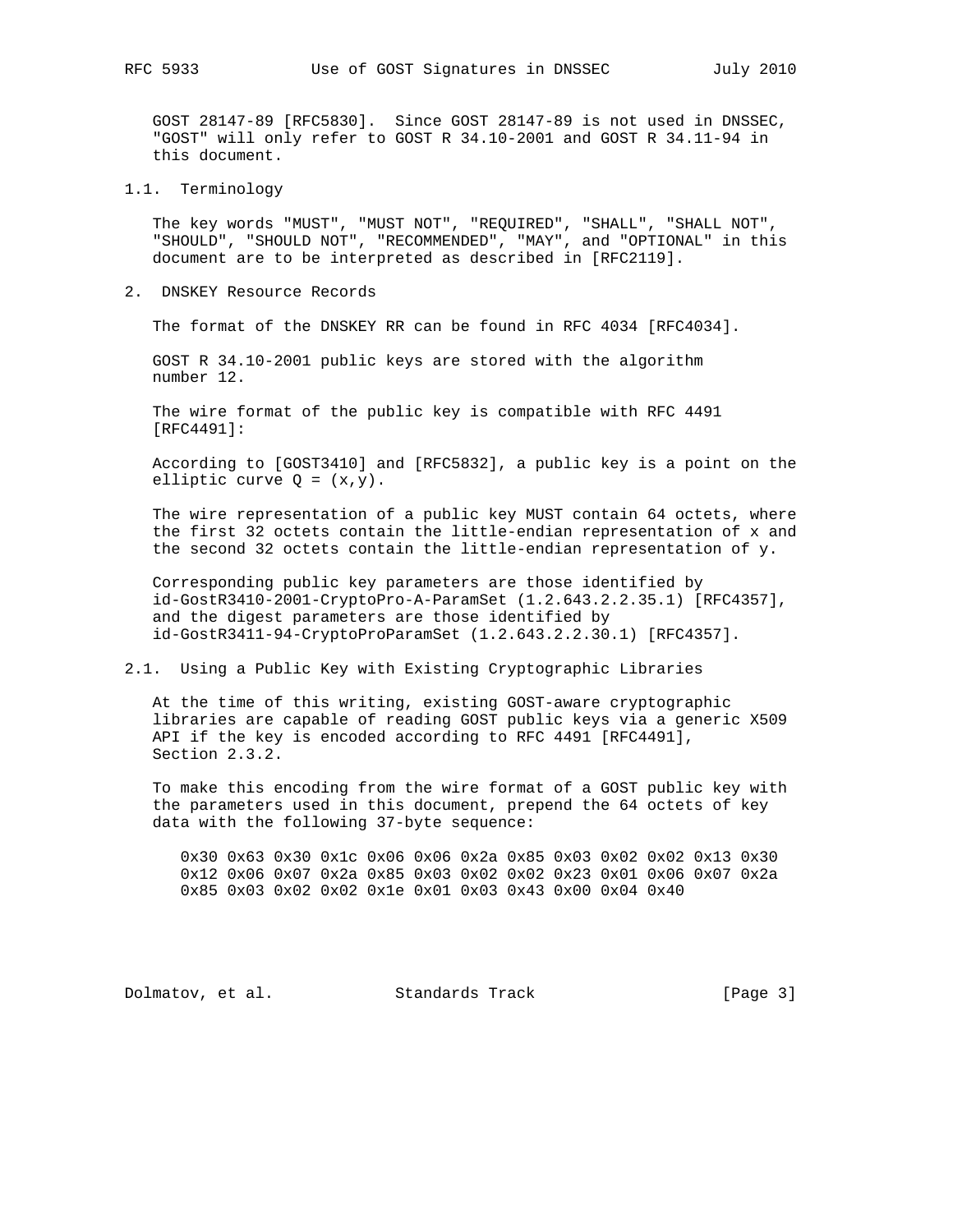GOST 28147-89 [RFC5830]. Since GOST 28147-89 is not used in DNSSEC, "GOST" will only refer to GOST R 34.10-2001 and GOST R 34.11-94 in this document.

### 1.1. Terminology

The key words "MUST", "MUST NOT", "REQUIRED", "SHALL", "SHALL NOT", "SHOULD", "SHOULD NOT", "RECOMMENDED", "MAY", and "OPTIONAL" in this document are to be interpreted as described in [RFC2119].

## 2. DNSKEY Resource Records

The format of the DNSKEY RR can be found in RFC 4034 [RFC4034].

GOST R 34.10-2001 public keys are stored with the algorithm number 12.

The wire format of the public key is compatible with RFC 4491 [RFC4491]:

According to [GOST3410] and [RFC5832], a public key is a point on the elliptic curve Q = (x,y).

The wire representation of a public key MUST contain 64 octets, where the first 32 octets contain the little-endian representation of x and the second 32 octets contain the little-endian representation of y.

Corresponding public key parameters are those identified by id-GostR3410-2001-CryptoPro-A-ParamSet (1.2.643.2.2.35.1) [RFC4357], and the digest parameters are those identified by id-GostR3411-94-CryptoProParamSet (1.2.643.2.2.30.1) [RFC4357].

### 2.1. Using a Public Key with Existing Cryptographic Libraries

At the time of this writing, existing GOST-aware cryptographic libraries are capable of reading GOST public keys via a generic X509 API if the key is encoded according to RFC 4491 [RFC4491], Section 2.3.2.

To make this encoding from the wire format of a GOST public key with the parameters used in this document, prepend the 64 octets of key data with the following 37-byte sequence:

```
0x30 0x63 0x30 0x1c 0x06 0x06 0x2a 0x85 0x03 0x02 0x02 0x13 0x30
0x12 0x06 0x07 0x2a 0x85 0x03 0x02 0x02 0x23 0x01 0x06 0x07 0x2a
0x85 0x03 0x02 0x02 0x1e 0x01 0x03 0x43 0x00 0x04 0x40
```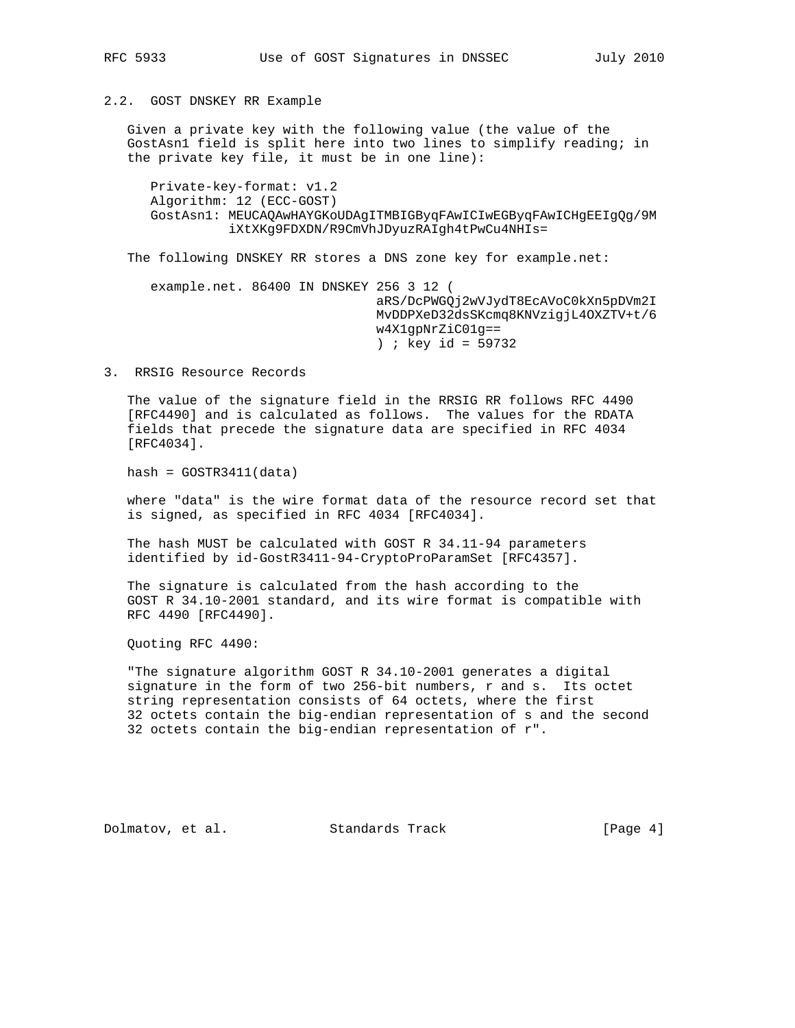## 2.2. GOST DNSKEY RR Example

Given a private key with the following value (the value of the GostAsn1 field is split here into two lines to simplify reading; in the private key file, it must be in one line):

```
Private-key-format: v1.2
Algorithm: 12 (ECC-GOST)
GostAsn1: MEUCAQAwHAYGKoUDAgITMBIGByqFAwICIwEGByqFAwICHgEEIgQg/9M
          iXtXKg9FDXDN/R9CmVhJDyuzRAIgh4tPwCu4NHIs=
```

The following DNSKEY RR stores a DNS zone key for example.net:

```
example.net. 86400 IN DNSKEY 256 3 12 (
                             aRS/DcPWGQj2wVJydT8EcAVoC0kXn5pDVm2I
                             MvDDPXeD32dsSKcmq8KNVzigjL4OXZTV+t/6
                             w4X1gpNrZiC01g==
                             ) ; key id = 59732
```

# 3. RRSIG Resource Records

The value of the signature field in the RRSIG RR follows RFC 4490 [RFC4490] and is calculated as follows. The values for the RDATA fields that precede the signature data are specified in RFC 4034 [RFC4034].

```
hash = GOSTR3411(data)
```

where "data" is the wire format data of the resource record set that is signed, as specified in RFC 4034 [RFC4034].

The hash MUST be calculated with GOST R 34.11-94 parameters identified by id-GostR3411-94-CryptoProParamSet [RFC4357].

The signature is calculated from the hash according to the GOST R 34.10-2001 standard, and its wire format is compatible with RFC 4490 [RFC4490].

Quoting RFC 4490:

"The signature algorithm GOST R 34.10-2001 generates a digital signature in the form of two 256-bit numbers, r and s. Its octet string representation consists of 64 octets, where the first 32 octets contain the big-endian representation of s and the second 32 octets contain the big-endian representation of r".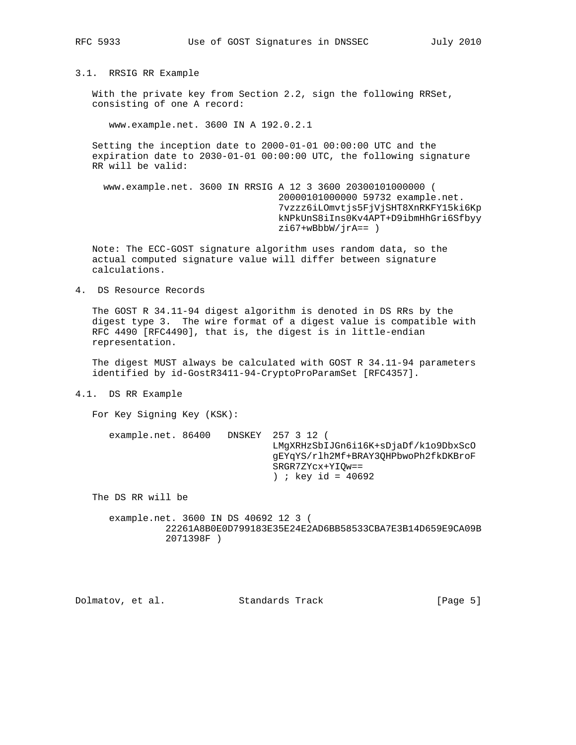### 3.1. RRSIG RR Example

With the private key from Section 2.2, sign the following RRSet, consisting of one A record:

```
www.example.net. 3600 IN A 192.0.2.1
```

Setting the inception date to 2000-01-01 00:00:00 UTC and the expiration date to 2030-01-01 00:00:00 UTC, the following signature RR will be valid:

```
www.example.net. 3600 IN RRSIG A 12 3 3600 20300101000000 (
                             20000101000000 59732 example.net.
                             7vzzz6iLOmvtjs5FjVjSHT8XnRKFY15ki6Kp
                             kNPkUnS8iIns0Kv4APT+D9ibmHhGri6Sfbyy
                             zi67+wBbbW/jrA== )
```

Note: The ECC-GOST signature algorithm uses random data, so the actual computed signature value will differ between signature calculations.

## 4. DS Resource Records

The GOST R 34.11-94 digest algorithm is denoted in DS RRs by the digest type 3. The wire format of a digest value is compatible with RFC 4490 [RFC4490], that is, the digest is in little-endian representation.

The digest MUST always be calculated with GOST R 34.11-94 parameters identified by id-GostR3411-94-CryptoProParamSet [RFC4357].

### 4.1. DS RR Example

For Key Signing Key (KSK):

```
example.net. 86400   DNSKEY  257 3 12 (
                             LMgXRHzSbIJGn6i16K+sDjaDf/k1o9DbxScO
                             gEYqYS/rlh2Mf+BRAY3QHPbwoPh2fkDKBroF
                             SRGR7ZYcx+YIQw==
                             ) ; key id = 40692
```

The DS RR will be

```
example.net. 3600 IN DS 40692 12 3 (
          22261A8B0E0D799183E35E24E2AD6BB58533CBA7E3B14D659E9CA09B
          2071398F )
```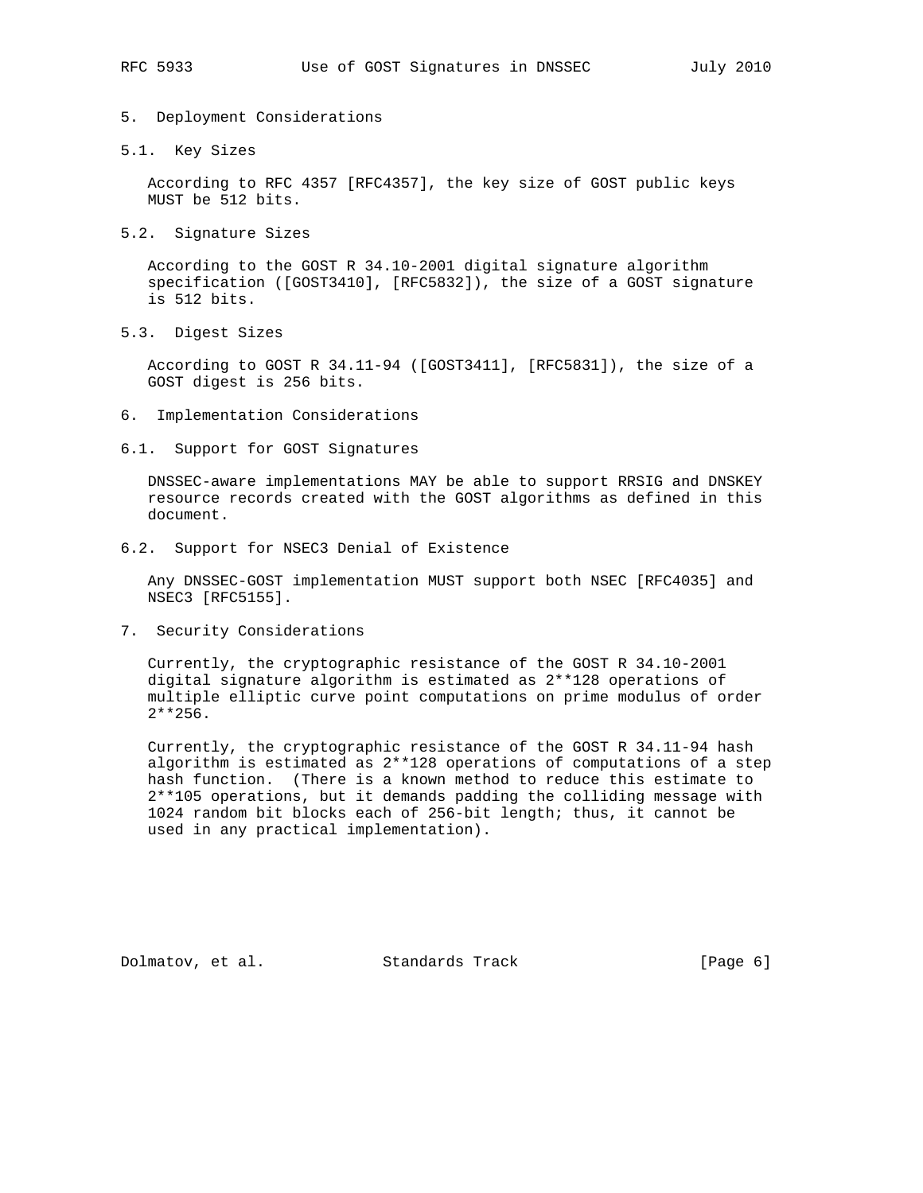## 5. Deployment Considerations

### 5.1. Key Sizes

According to RFC 4357 [RFC4357], the key size of GOST public keys MUST be 512 bits.

### 5.2. Signature Sizes

According to the GOST R 34.10-2001 digital signature algorithm specification ([GOST3410], [RFC5832]), the size of a GOST signature is 512 bits.

### 5.3. Digest Sizes

According to GOST R 34.11-94 ([GOST3411], [RFC5831]), the size of a GOST digest is 256 bits.

## 6. Implementation Considerations

### 6.1. Support for GOST Signatures

DNSSEC-aware implementations MAY be able to support RRSIG and DNSKEY resource records created with the GOST algorithms as defined in this document.

### 6.2. Support for NSEC3 Denial of Existence

Any DNSSEC-GOST implementation MUST support both NSEC [RFC4035] and NSEC3 [RFC5155].

## 7. Security Considerations

Currently, the cryptographic resistance of the GOST R 34.10-2001 digital signature algorithm is estimated as $2^{128}$ operations of multiple elliptic curve point computations on prime modulus of order $2^{256}$.

Currently, the cryptographic resistance of the GOST R 34.11-94 hash algorithm is estimated as $2^{128}$ operations of computations of a step hash function. (There is a known method to reduce this estimate to $2^{105}$ operations, but it demands padding the colliding message with 1024 random bit blocks each of 256-bit length; thus, it cannot be used in any practical implementation).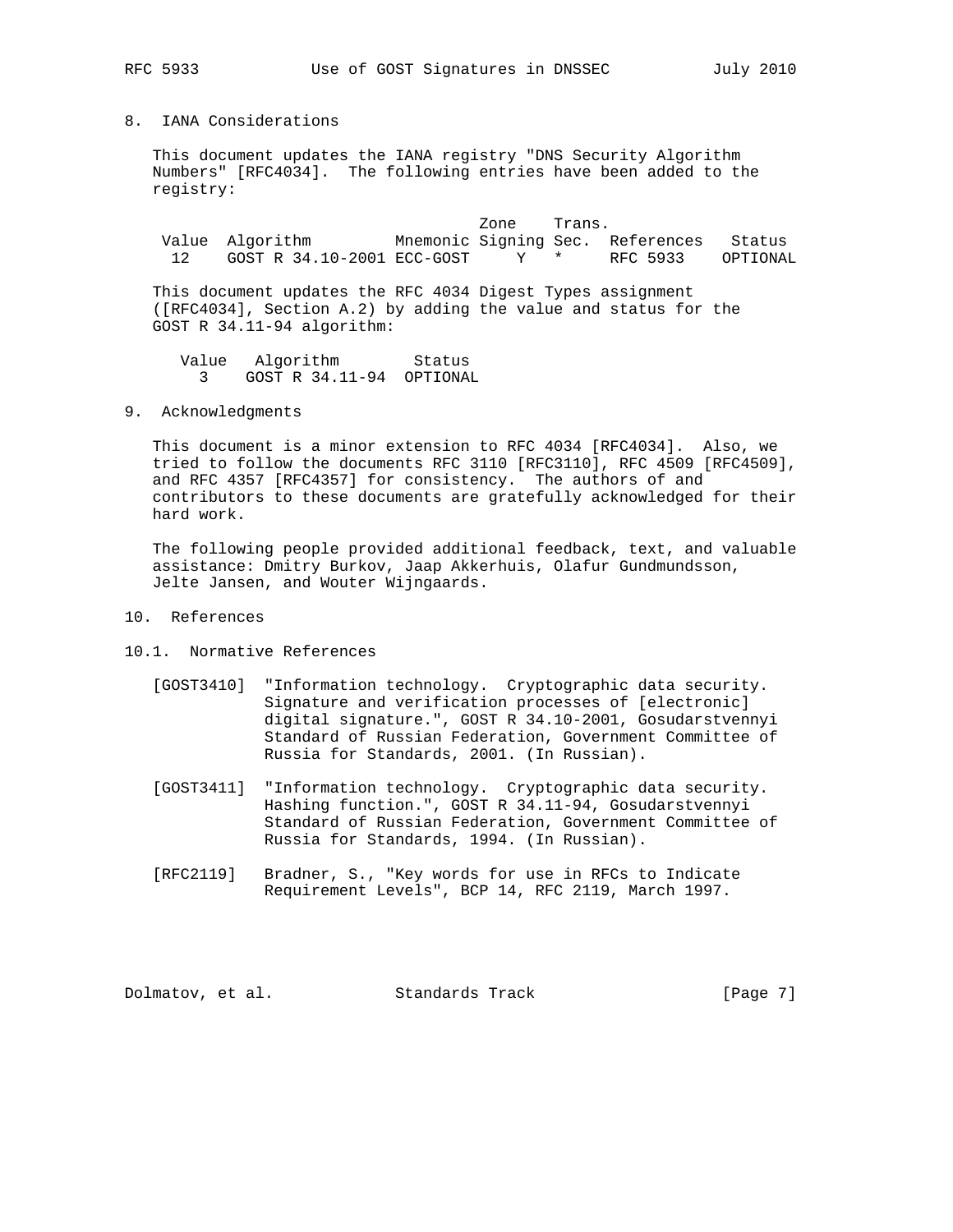## 8. IANA Considerations

This document updates the IANA registry "DNS Security Algorithm Numbers" [RFC4034]. The following entries have been added to the registry:

| Value | Algorithm | Mnemonic | Zone Signing | Trans. Sec. | References | Status |
|---|---|---|---|---|---|---|
| 12 | GOST R 34.10-2001 | ECC-GOST | Y | * | RFC 5933 | OPTIONAL |

This document updates the RFC 4034 Digest Types assignment ([RFC4034], Section A.2) by adding the value and status for the GOST R 34.11-94 algorithm:

| Value | Algorithm | Status |
|---|---|---|
| 3 | GOST R 34.11-94 | OPTIONAL |

## 9. Acknowledgments

This document is a minor extension to RFC 4034 [RFC4034]. Also, we tried to follow the documents RFC 3110 [RFC3110], RFC 4509 [RFC4509], and RFC 4357 [RFC4357] for consistency. The authors of and contributors to these documents are gratefully acknowledged for their hard work.

The following people provided additional feedback, text, and valuable assistance: Dmitry Burkov, Jaap Akkerhuis, Olafur Gundmundsson, Jelte Jansen, and Wouter Wijngaards.

## 10. References

### 10.1. Normative References

[GOST3410] "Information technology. Cryptographic data security. Signature and verification processes of [electronic] digital signature.", GOST R 34.10-2001, Gosudarstvennyi Standard of Russian Federation, Government Committee of Russia for Standards, 2001. (In Russian).

[GOST3411] "Information technology. Cryptographic data security. Hashing function.", GOST R 34.11-94, Gosudarstvennyi Standard of Russian Federation, Government Committee of Russia for Standards, 1994. (In Russian).

[RFC2119] Bradner, S., "Key words for use in RFCs to Indicate Requirement Levels", BCP 14, RFC 2119, March 1997.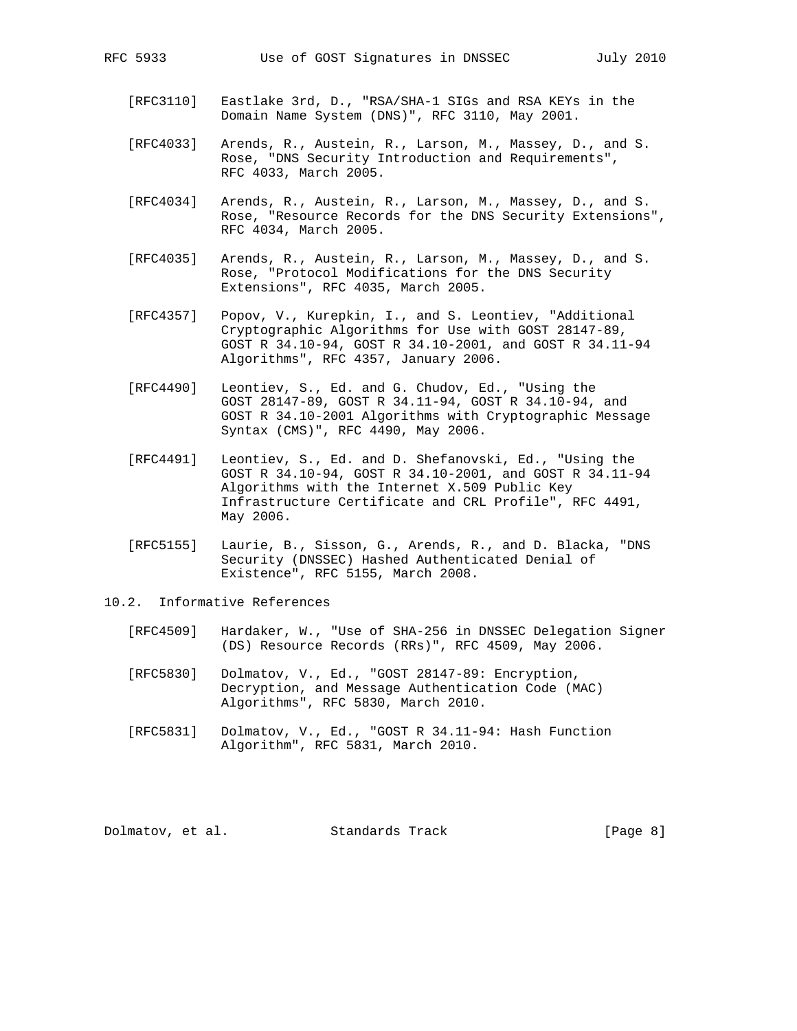[RFC3110] Eastlake 3rd, D., "RSA/SHA-1 SIGs and RSA KEYs in the Domain Name System (DNS)", RFC 3110, May 2001.

[RFC4033] Arends, R., Austein, R., Larson, M., Massey, D., and S. Rose, "DNS Security Introduction and Requirements", RFC 4033, March 2005.

[RFC4034] Arends, R., Austein, R., Larson, M., Massey, D., and S. Rose, "Resource Records for the DNS Security Extensions", RFC 4034, March 2005.

[RFC4035] Arends, R., Austein, R., Larson, M., Massey, D., and S. Rose, "Protocol Modifications for the DNS Security Extensions", RFC 4035, March 2005.

[RFC4357] Popov, V., Kurepkin, I., and S. Leontiev, "Additional Cryptographic Algorithms for Use with GOST 28147-89, GOST R 34.10-94, GOST R 34.10-2001, and GOST R 34.11-94 Algorithms", RFC 4357, January 2006.

[RFC4490] Leontiev, S., Ed. and G. Chudov, Ed., "Using the GOST 28147-89, GOST R 34.11-94, GOST R 34.10-94, and GOST R 34.10-2001 Algorithms with Cryptographic Message Syntax (CMS)", RFC 4490, May 2006.

[RFC4491] Leontiev, S., Ed. and D. Shefanovski, Ed., "Using the GOST R 34.10-94, GOST R 34.10-2001, and GOST R 34.11-94 Algorithms with the Internet X.509 Public Key Infrastructure Certificate and CRL Profile", RFC 4491, May 2006.

[RFC5155] Laurie, B., Sisson, G., Arends, R., and D. Blacka, "DNS Security (DNSSEC) Hashed Authenticated Denial of Existence", RFC 5155, March 2008.

## 10.2. Informative References

[RFC4509] Hardaker, W., "Use of SHA-256 in DNSSEC Delegation Signer (DS) Resource Records (RRs)", RFC 4509, May 2006.

[RFC5830] Dolmatov, V., Ed., "GOST 28147-89: Encryption, Decryption, and Message Authentication Code (MAC) Algorithms", RFC 5830, March 2010.

[RFC5831] Dolmatov, V., Ed., "GOST R 34.11-94: Hash Function Algorithm", RFC 5831, March 2010.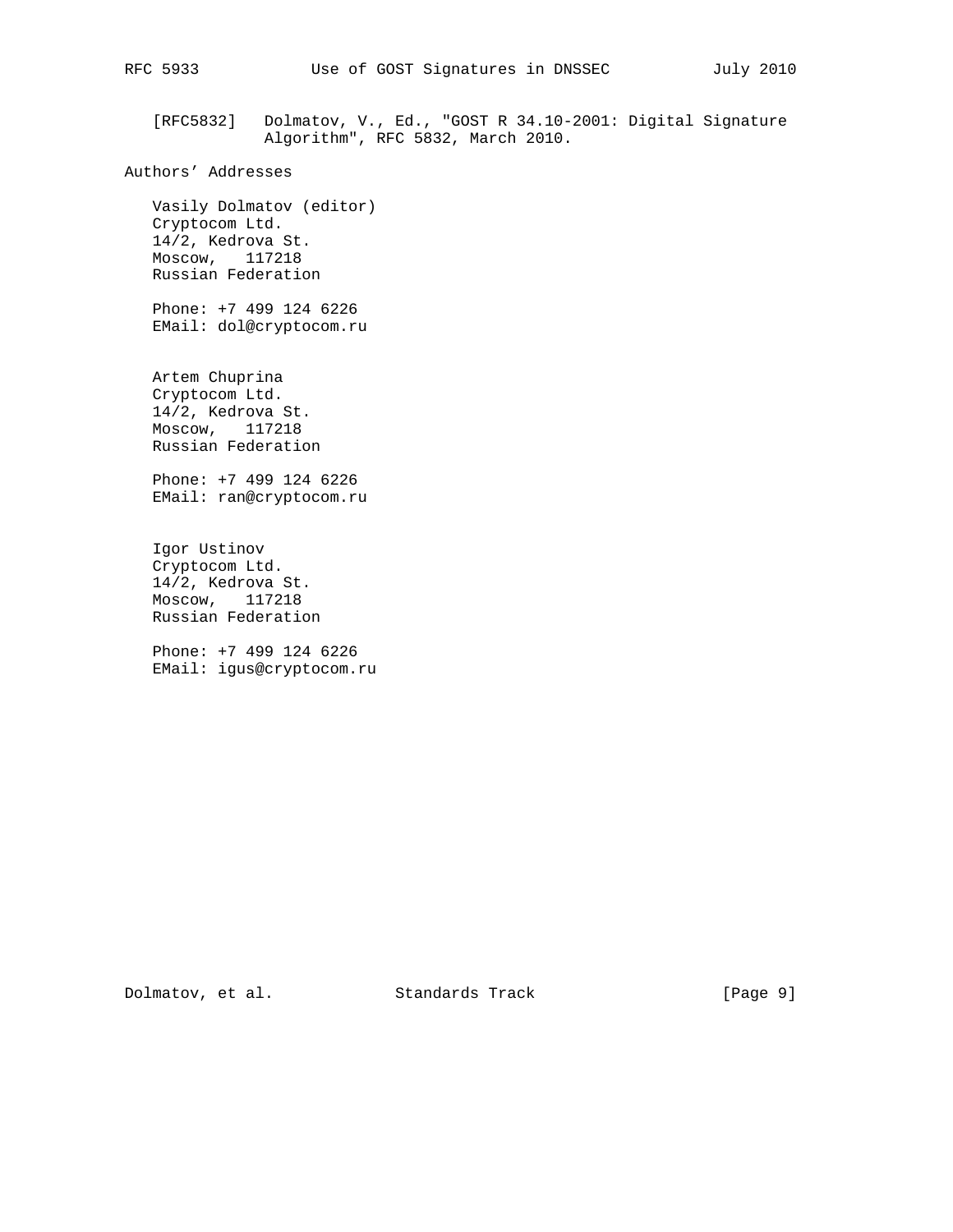[RFC5832] Dolmatov, V., Ed., "GOST R 34.10-2001: Digital Signature Algorithm", RFC 5832, March 2010.

## Authors' Addresses

Vasily Dolmatov (editor)
Cryptocom Ltd.
14/2, Kedrova St.
Moscow, 117218
Russian Federation

Phone: +7 499 124 6226
EMail: dol@cryptocom.ru

Artem Chuprina
Cryptocom Ltd.
14/2, Kedrova St.
Moscow, 117218
Russian Federation

Phone: +7 499 124 6226
EMail: ran@cryptocom.ru

Igor Ustinov
Cryptocom Ltd.
14/2, Kedrova St.
Moscow, 117218
Russian Federation

Phone: +7 499 124 6226
EMail: igus@cryptocom.ru